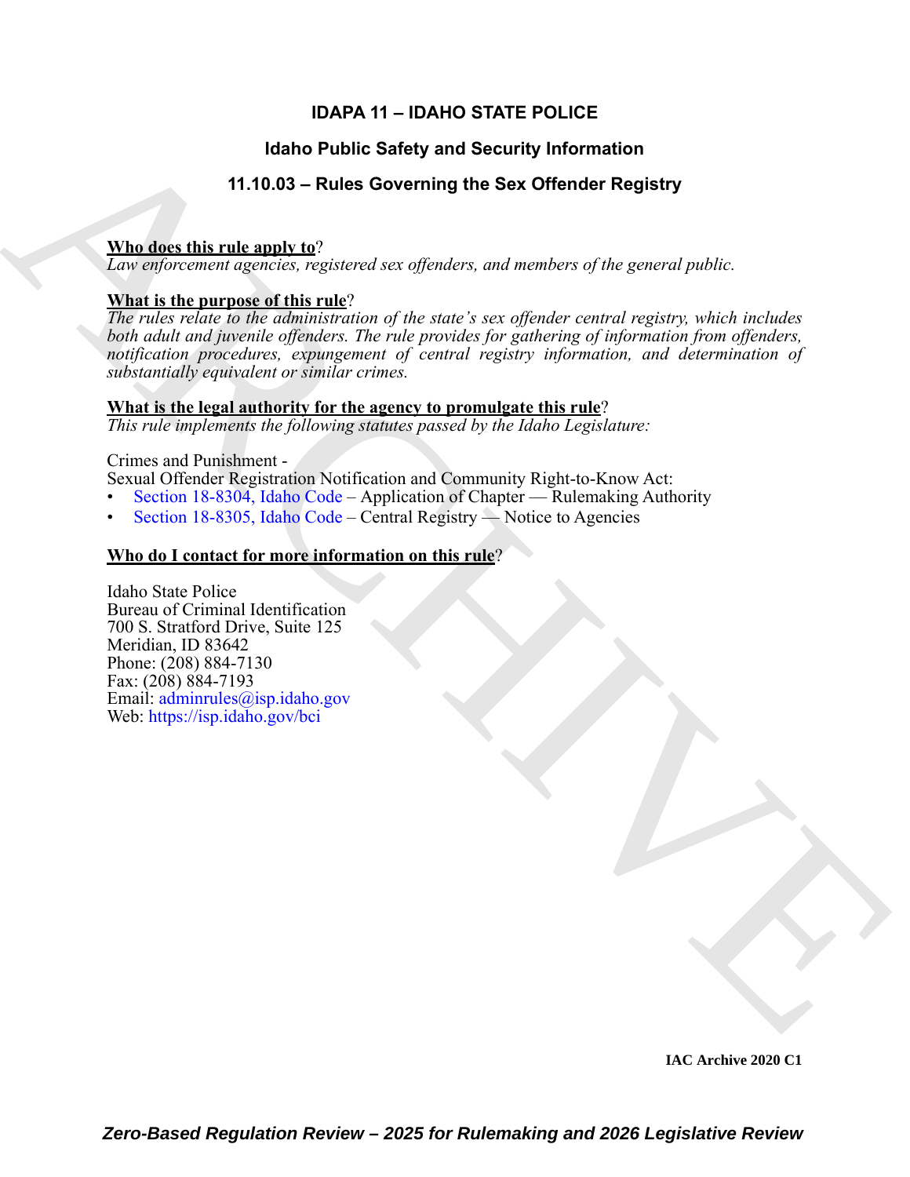# IDAPA 11 – IDAHO STATE POLICE

## Idaho Public Safety and Security Information

## 11.10.03 – Rules Governing the Sex Offender Registry

**Who does this rule apply to**?

*Law enforcement agencies, registered sex offenders, and members of the general public.*

**What is the purpose of this rule**?

*The rules relate to the administration of the state's sex offender central registry, which includes both adult and juvenile offenders. The rule provides for gathering of information from offenders, notification procedures, expungement of central registry information, and determination of substantially equivalent or similar crimes.*

**What is the legal authority for the agency to promulgate this rule**?

*This rule implements the following statutes passed by the Idaho Legislature:*

Crimes and Punishment -
Sexual Offender Registration Notification and Community Right-to-Know Act:

- Section 18-8304, Idaho Code – Application of Chapter — Rulemaking Authority
- Section 18-8305, Idaho Code – Central Registry — Notice to Agencies

**Who do I contact for more information on this rule**?

Idaho State Police
Bureau of Criminal Identification
700 S. Stratford Drive, Suite 125
Meridian, ID 83642
Phone: (208) 884-7130
Fax: (208) 884-7193
Email: adminrules@isp.idaho.gov
Web: https://isp.idaho.gov/bci

**IAC Archive 2020 C1**

***Zero-Based Regulation Review – 2025 for Rulemaking and 2026 Legislative Review***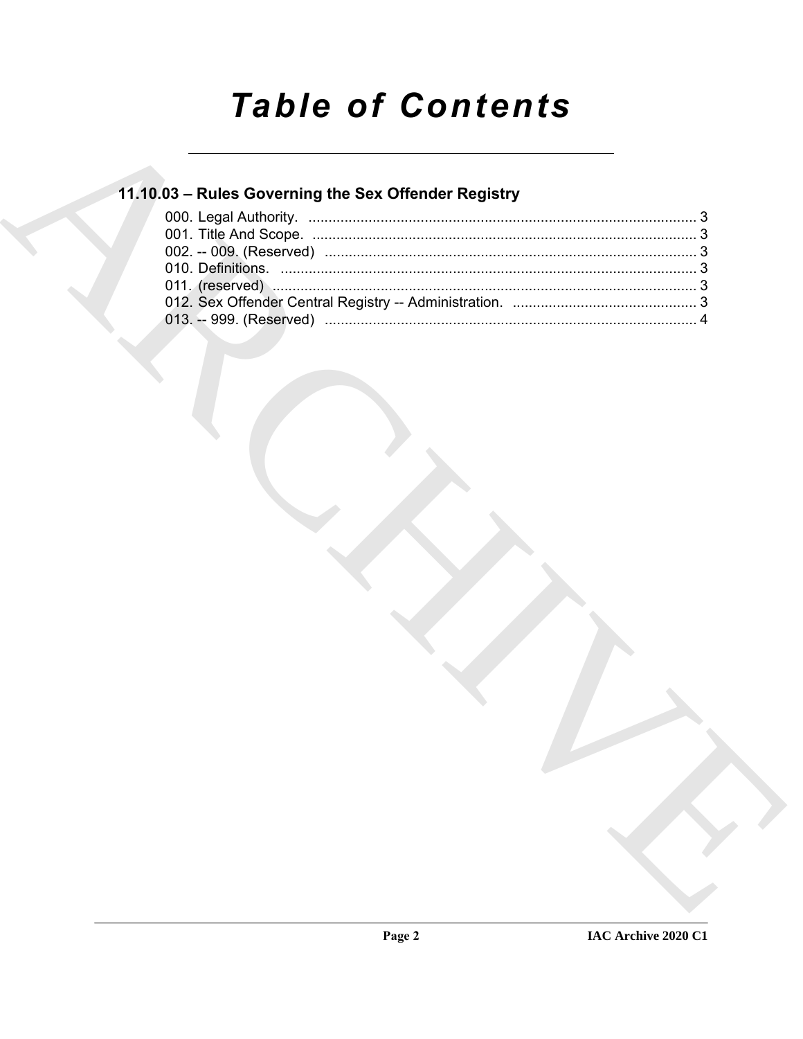# Table of Contents

## 11.10.03 – Rules Governing the Sex Offender Registry

000. Legal Authority. ........................................................................................................ 3
001. Title And Scope. ........................................................................................................ 3
002. -- 009. (Reserved) ...................................................................................................... 3
010. Definitions. ................................................................................................................. 3
011. (reserved) .................................................................................................................. 3
012. Sex Offender Central Registry -- Administration. ........................................................ 3
013. -- 999. (Reserved) ...................................................................................................... 4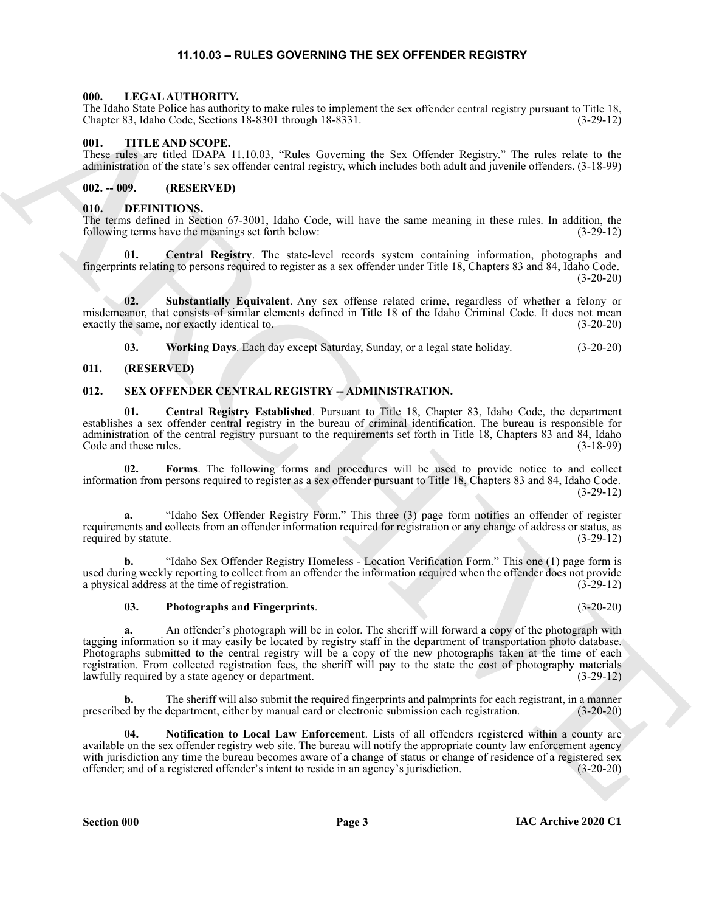# 11.10.03 – RULES GOVERNING THE SEX OFFENDER REGISTRY

## 000. LEGAL AUTHORITY.

The Idaho State Police has authority to make rules to implement the sex offender central registry pursuant to Title 18, Chapter 83, Idaho Code, Sections 18-8301 through 18-8331. (3-29-12)

## 001. TITLE AND SCOPE.

These rules are titled IDAPA 11.10.03, "Rules Governing the Sex Offender Registry." The rules relate to the administration of the state's sex offender central registry, which includes both adult and juvenile offenders. (3-18-99)

## 002. -- 009. (RESERVED)

## 010. DEFINITIONS.

The terms defined in Section 67-3001, Idaho Code, will have the same meaning in these rules. In addition, the following terms have the meanings set forth below: (3-29-12)

**01. Central Registry**. The state-level records system containing information, photographs and fingerprints relating to persons required to register as a sex offender under Title 18, Chapters 83 and 84, Idaho Code. (3-20-20)

**02. Substantially Equivalent**. Any sex offense related crime, regardless of whether a felony or misdemeanor, that consists of similar elements defined in Title 18 of the Idaho Criminal Code. It does not mean exactly the same, nor exactly identical to. (3-20-20)

**03. Working Days**. Each day except Saturday, Sunday, or a legal state holiday. (3-20-20)

## 011. (RESERVED)

## 012. SEX OFFENDER CENTRAL REGISTRY -- ADMINISTRATION.

**01. Central Registry Established**. Pursuant to Title 18, Chapter 83, Idaho Code, the department establishes a sex offender central registry in the bureau of criminal identification. The bureau is responsible for administration of the central registry pursuant to the requirements set forth in Title 18, Chapters 83 and 84, Idaho Code and these rules. (3-18-99)

**02. Forms**. The following forms and procedures will be used to provide notice to and collect information from persons required to register as a sex offender pursuant to Title 18, Chapters 83 and 84, Idaho Code. (3-29-12)

**a.** "Idaho Sex Offender Registry Form." This three (3) page form notifies an offender of register requirements and collects from an offender information required for registration or any change of address or status, as required by statute. (3-29-12)

**b.** "Idaho Sex Offender Registry Homeless - Location Verification Form." This one (1) page form is used during weekly reporting to collect from an offender the information required when the offender does not provide a physical address at the time of registration. (3-29-12)

**03. Photographs and Fingerprints**. (3-20-20)

**a.** An offender's photograph will be in color. The sheriff will forward a copy of the photograph with tagging information so it may easily be located by registry staff in the department of transportation photo database. Photographs submitted to the central registry will be a copy of the new photographs taken at the time of each registration. From collected registration fees, the sheriff will pay to the state the cost of photography materials lawfully required by a state agency or department. (3-29-12)

**b.** The sheriff will also submit the required fingerprints and palmprints for each registrant, in a manner prescribed by the department, either by manual card or electronic submission each registration. (3-20-20)

**04. Notification to Local Law Enforcement**. Lists of all offenders registered within a county are available on the sex offender registry web site. The bureau will notify the appropriate county law enforcement agency with jurisdiction any time the bureau becomes aware of a change of status or change of residence of a registered sex offender; and of a registered offender's intent to reside in an agency's jurisdiction. (3-20-20)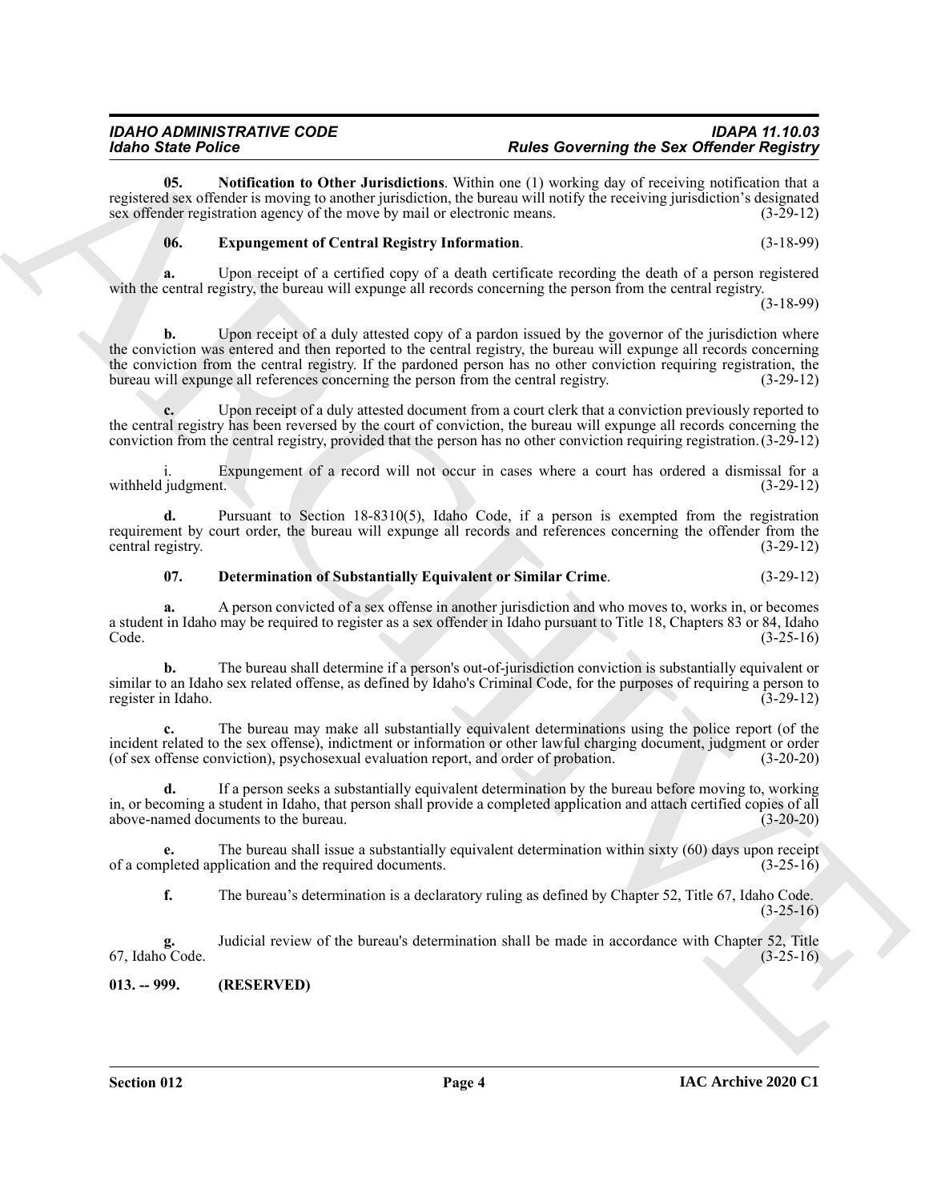**05. Notification to Other Jurisdictions**. Within one (1) working day of receiving notification that a registered sex offender is moving to another jurisdiction, the bureau will notify the receiving jurisdiction's designated sex offender registration agency of the move by mail or electronic means. (3-29-12)

**06. Expungement of Central Registry Information**. (3-18-99)

**a.** Upon receipt of a certified copy of a death certificate recording the death of a person registered with the central registry, the bureau will expunge all records concerning the person from the central registry. (3-18-99)

**b.** Upon receipt of a duly attested copy of a pardon issued by the governor of the jurisdiction where the conviction was entered and then reported to the central registry, the bureau will expunge all records concerning the conviction from the central registry. If the pardoned person has no other conviction requiring registration, the bureau will expunge all references concerning the person from the central registry. (3-29-12)

**c.** Upon receipt of a duly attested document from a court clerk that a conviction previously reported to the central registry has been reversed by the court of conviction, the bureau will expunge all records concerning the conviction from the central registry, provided that the person has no other conviction requiring registration. (3-29-12)

i. Expungement of a record will not occur in cases where a court has ordered a dismissal for a withheld judgment. (3-29-12)

**d.** Pursuant to Section 18-8310(5), Idaho Code, if a person is exempted from the registration requirement by court order, the bureau will expunge all records and references concerning the offender from the central registry. (3-29-12)

**07. Determination of Substantially Equivalent or Similar Crime**. (3-29-12)

**a.** A person convicted of a sex offense in another jurisdiction and who moves to, works in, or becomes a student in Idaho may be required to register as a sex offender in Idaho pursuant to Title 18, Chapters 83 or 84, Idaho Code. (3-25-16)

**b.** The bureau shall determine if a person's out-of-jurisdiction conviction is substantially equivalent or similar to an Idaho sex related offense, as defined by Idaho's Criminal Code, for the purposes of requiring a person to register in Idaho. (3-29-12)

**c.** The bureau may make all substantially equivalent determinations using the police report (of the incident related to the sex offense), indictment or information or other lawful charging document, judgment or order (of sex offense conviction), psychosexual evaluation report, and order of probation. (3-20-20)

**d.** If a person seeks a substantially equivalent determination by the bureau before moving to, working in, or becoming a student in Idaho, that person shall provide a completed application and attach certified copies of all above-named documents to the bureau. (3-20-20)

**e.** The bureau shall issue a substantially equivalent determination within sixty (60) days upon receipt of a completed application and the required documents. (3-25-16)

**f.** The bureau's determination is a declaratory ruling as defined by Chapter 52, Title 67, Idaho Code. (3-25-16)

**g.** Judicial review of the bureau's determination shall be made in accordance with Chapter 52, Title 67, Idaho Code. (3-25-16)

**013. -- 999. (RESERVED)**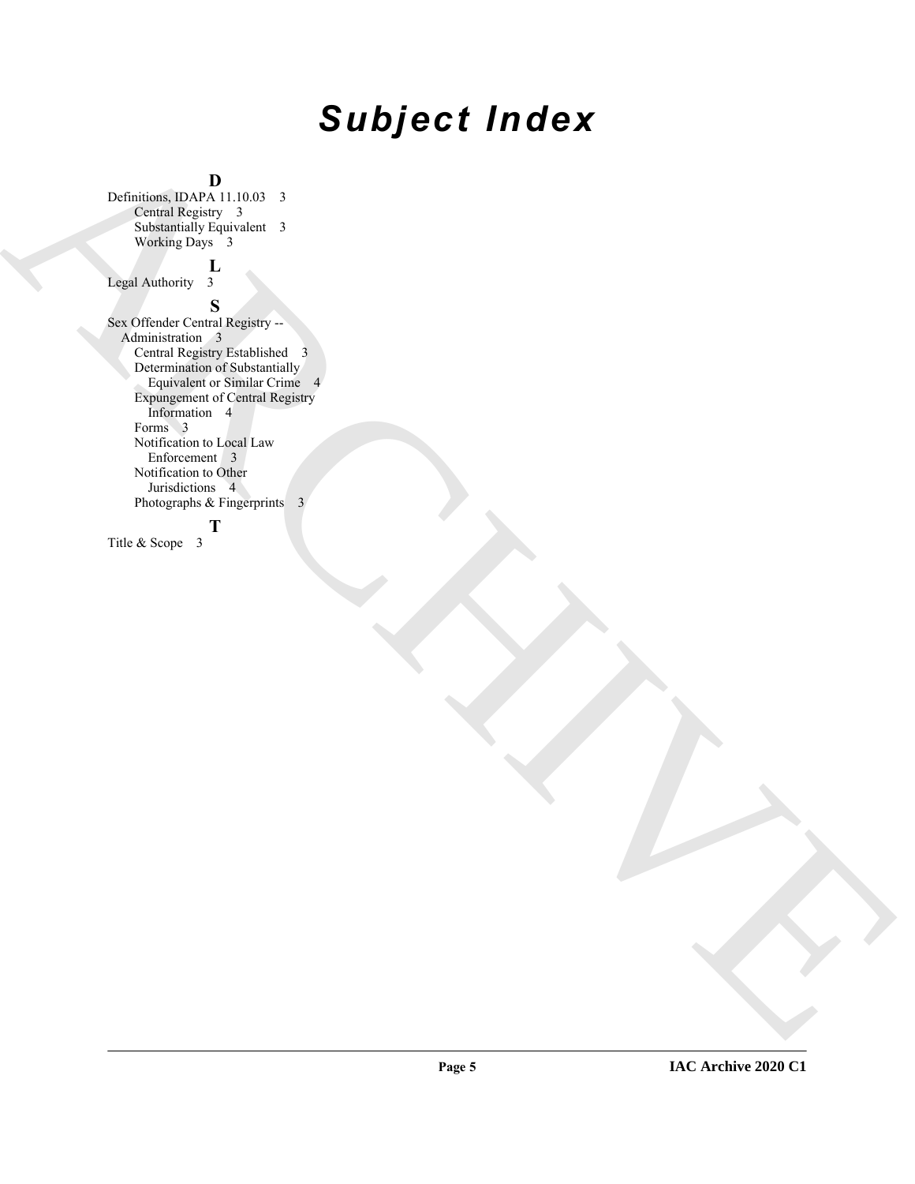# *Subject Index*

**D**

Definitions, IDAPA 11.10.03 3
- Central Registry 3
- Substantially Equivalent 3
- Working Days 3

**L**

Legal Authority 3

**S**

Sex Offender Central Registry -- Administration 3
- Central Registry Established 3
- Determination of Substantially Equivalent or Similar Crime 4
- Expungement of Central Registry Information 4
- Forms 3
- Notification to Local Law Enforcement 3
- Notification to Other Jurisdictions 4
- Photographs & Fingerprints 3

**T**

Title & Scope 3